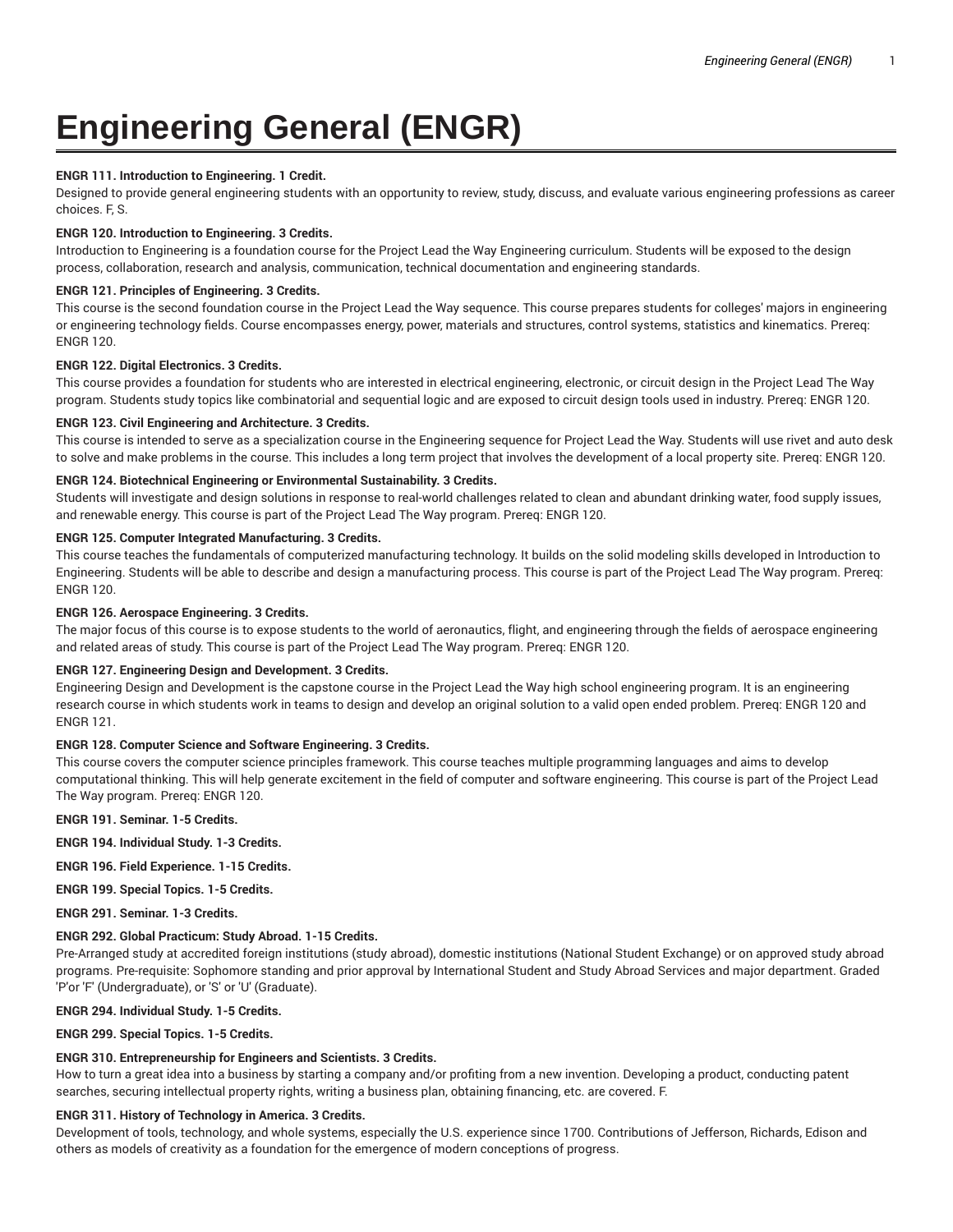# Engineering General (ENGR)

**ENGR 111. Introduction to Engineering. 1 Credit.**
Designed to provide general engineering students with an opportunity to review, study, discuss, and evaluate various engineering professions as career choices. F, S.

**ENGR 120. Introduction to Engineering. 3 Credits.**
Introduction to Engineering is a foundation course for the Project Lead the Way Engineering curriculum. Students will be exposed to the design process, collaboration, research and analysis, communication, technical documentation and engineering standards.

**ENGR 121. Principles of Engineering. 3 Credits.**
This course is the second foundation course in the Project Lead the Way sequence. This course prepares students for colleges' majors in engineering or engineering technology fields. Course encompasses energy, power, materials and structures, control systems, statistics and kinematics. Prereq: ENGR 120.

**ENGR 122. Digital Electronics. 3 Credits.**
This course provides a foundation for students who are interested in electrical engineering, electronic, or circuit design in the Project Lead The Way program. Students study topics like combinatorial and sequential logic and are exposed to circuit design tools used in industry. Prereq: ENGR 120.

**ENGR 123. Civil Engineering and Architecture. 3 Credits.**
This course is intended to serve as a specialization course in the Engineering sequence for Project Lead the Way. Students will use rivet and auto desk to solve and make problems in the course. This includes a long term project that involves the development of a local property site. Prereq: ENGR 120.

**ENGR 124. Biotechnical Engineering or Environmental Sustainability. 3 Credits.**
Students will investigate and design solutions in response to real-world challenges related to clean and abundant drinking water, food supply issues, and renewable energy. This course is part of the Project Lead The Way program. Prereq: ENGR 120.

**ENGR 125. Computer Integrated Manufacturing. 3 Credits.**
This course teaches the fundamentals of computerized manufacturing technology. It builds on the solid modeling skills developed in Introduction to Engineering. Students will be able to describe and design a manufacturing process. This course is part of the Project Lead The Way program. Prereq: ENGR 120.

**ENGR 126. Aerospace Engineering. 3 Credits.**
The major focus of this course is to expose students to the world of aeronautics, flight, and engineering through the fields of aerospace engineering and related areas of study. This course is part of the Project Lead The Way program. Prereq: ENGR 120.

**ENGR 127. Engineering Design and Development. 3 Credits.**
Engineering Design and Development is the capstone course in the Project Lead the Way high school engineering program. It is an engineering research course in which students work in teams to design and develop an original solution to a valid open ended problem. Prereq: ENGR 120 and ENGR 121.

**ENGR 128. Computer Science and Software Engineering. 3 Credits.**
This course covers the computer science principles framework. This course teaches multiple programming languages and aims to develop computational thinking. This will help generate excitement in the field of computer and software engineering. This course is part of the Project Lead The Way program. Prereq: ENGR 120.

**ENGR 191. Seminar. 1-5 Credits.**

**ENGR 194. Individual Study. 1-3 Credits.**

**ENGR 196. Field Experience. 1-15 Credits.**

**ENGR 199. Special Topics. 1-5 Credits.**

**ENGR 291. Seminar. 1-3 Credits.**

**ENGR 292. Global Practicum: Study Abroad. 1-15 Credits.**
Pre-Arranged study at accredited foreign institutions (study abroad), domestic institutions (National Student Exchange) or on approved study abroad programs. Pre-requisite: Sophomore standing and prior approval by International Student and Study Abroad Services and major department. Graded 'P'or 'F' (Undergraduate), or 'S' or 'U' (Graduate).

**ENGR 294. Individual Study. 1-5 Credits.**

**ENGR 299. Special Topics. 1-5 Credits.**

**ENGR 310. Entrepreneurship for Engineers and Scientists. 3 Credits.**
How to turn a great idea into a business by starting a company and/or profiting from a new invention. Developing a product, conducting patent searches, securing intellectual property rights, writing a business plan, obtaining financing, etc. are covered. F.

**ENGR 311. History of Technology in America. 3 Credits.**
Development of tools, technology, and whole systems, especially the U.S. experience since 1700. Contributions of Jefferson, Richards, Edison and others as models of creativity as a foundation for the emergence of modern conceptions of progress.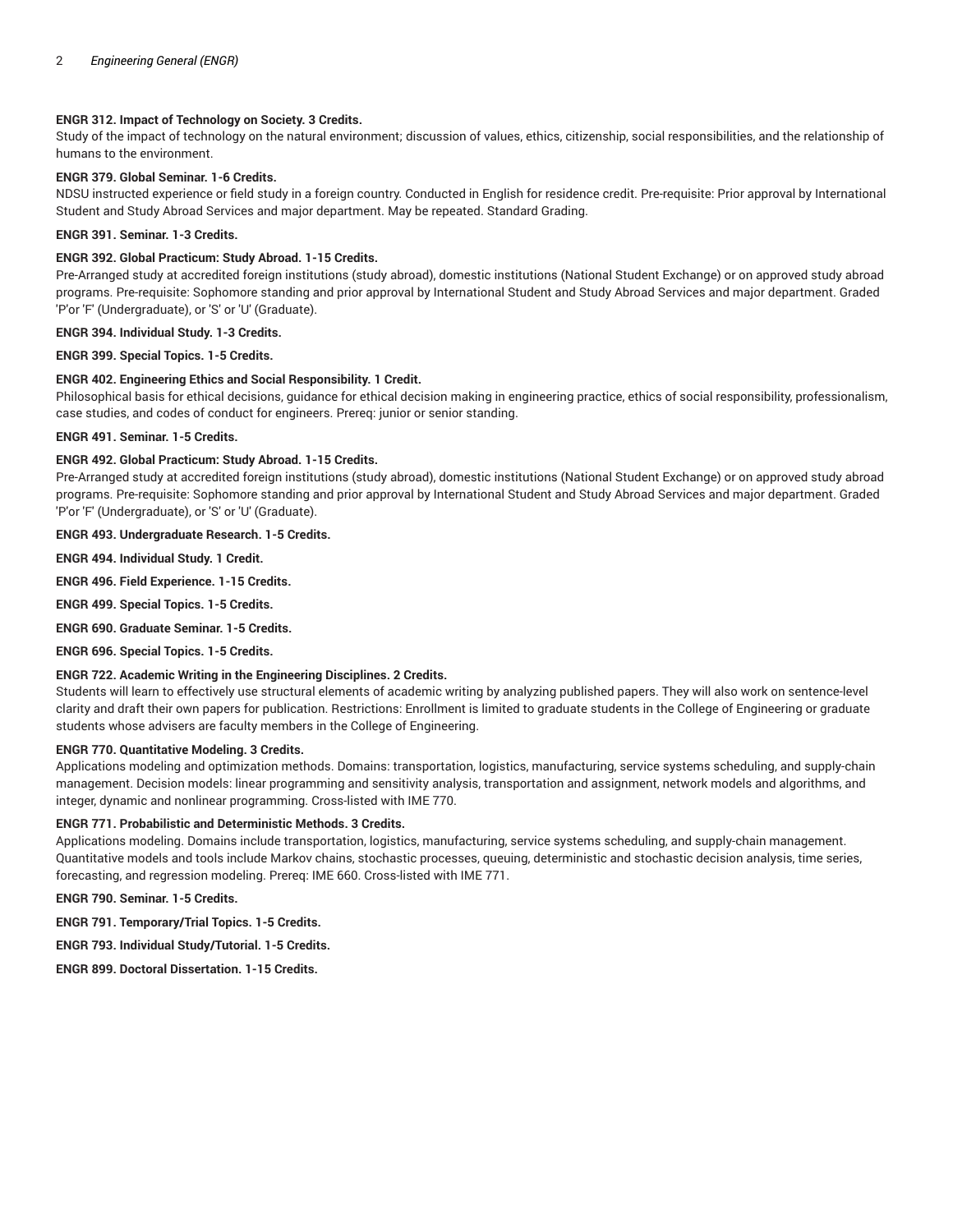**ENGR 312. Impact of Technology on Society. 3 Credits.**

Study of the impact of technology on the natural environment; discussion of values, ethics, citizenship, social responsibilities, and the relationship of humans to the environment.

**ENGR 379. Global Seminar. 1-6 Credits.**

NDSU instructed experience or field study in a foreign country. Conducted in English for residence credit. Pre-requisite: Prior approval by International Student and Study Abroad Services and major department. May be repeated. Standard Grading.

**ENGR 391. Seminar. 1-3 Credits.**

**ENGR 392. Global Practicum: Study Abroad. 1-15 Credits.**

Pre-Arranged study at accredited foreign institutions (study abroad), domestic institutions (National Student Exchange) or on approved study abroad programs. Pre-requisite: Sophomore standing and prior approval by International Student and Study Abroad Services and major department. Graded 'P'or 'F' (Undergraduate), or 'S' or 'U' (Graduate).

**ENGR 394. Individual Study. 1-3 Credits.**

**ENGR 399. Special Topics. 1-5 Credits.**

**ENGR 402. Engineering Ethics and Social Responsibility. 1 Credit.**

Philosophical basis for ethical decisions, guidance for ethical decision making in engineering practice, ethics of social responsibility, professionalism, case studies, and codes of conduct for engineers. Prereq: junior or senior standing.

**ENGR 491. Seminar. 1-5 Credits.**

**ENGR 492. Global Practicum: Study Abroad. 1-15 Credits.**

Pre-Arranged study at accredited foreign institutions (study abroad), domestic institutions (National Student Exchange) or on approved study abroad programs. Pre-requisite: Sophomore standing and prior approval by International Student and Study Abroad Services and major department. Graded 'P'or 'F' (Undergraduate), or 'S' or 'U' (Graduate).

**ENGR 493. Undergraduate Research. 1-5 Credits.**

**ENGR 494. Individual Study. 1 Credit.**

**ENGR 496. Field Experience. 1-15 Credits.**

**ENGR 499. Special Topics. 1-5 Credits.**

**ENGR 690. Graduate Seminar. 1-5 Credits.**

**ENGR 696. Special Topics. 1-5 Credits.**

**ENGR 722. Academic Writing in the Engineering Disciplines. 2 Credits.**

Students will learn to effectively use structural elements of academic writing by analyzing published papers. They will also work on sentence-level clarity and draft their own papers for publication. Restrictions: Enrollment is limited to graduate students in the College of Engineering or graduate students whose advisers are faculty members in the College of Engineering.

**ENGR 770. Quantitative Modeling. 3 Credits.**

Applications modeling and optimization methods. Domains: transportation, logistics, manufacturing, service systems scheduling, and supply-chain management. Decision models: linear programming and sensitivity analysis, transportation and assignment, network models and algorithms, and integer, dynamic and nonlinear programming. Cross-listed with IME 770.

**ENGR 771. Probabilistic and Deterministic Methods. 3 Credits.**

Applications modeling. Domains include transportation, logistics, manufacturing, service systems scheduling, and supply-chain management. Quantitative models and tools include Markov chains, stochastic processes, queuing, deterministic and stochastic decision analysis, time series, forecasting, and regression modeling. Prereq: IME 660. Cross-listed with IME 771.

**ENGR 790. Seminar. 1-5 Credits.**

**ENGR 791. Temporary/Trial Topics. 1-5 Credits.**

**ENGR 793. Individual Study/Tutorial. 1-5 Credits.**

**ENGR 899. Doctoral Dissertation. 1-15 Credits.**